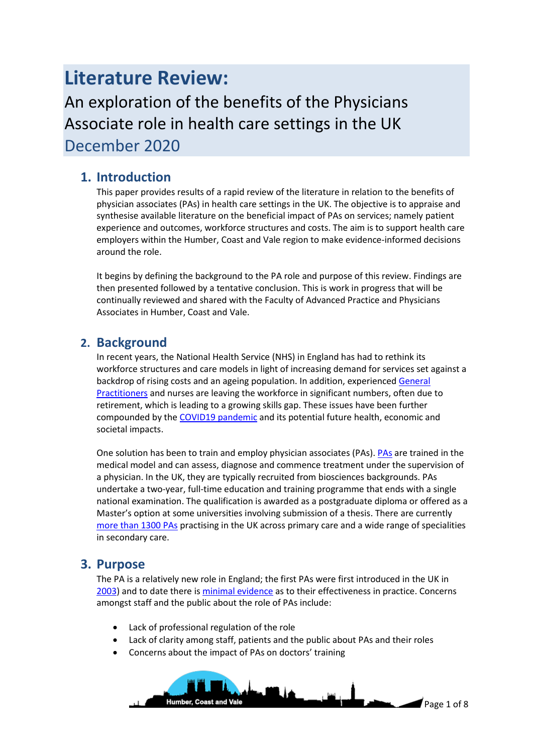# Literature Review:

An exploration of the benefits of the Physicians Associate role in health care settings in the UK

December 2020

## 1. Introduction

This paper provides results of a rapid review of the literature in relation to the benefits of physician associates (PAs) in health care settings in the UK. The objective is to appraise and synthesise available literature on the beneficial impact of PAs on services; namely patient experience and outcomes, workforce structures and costs. The aim is to support health care employers within the Humber, Coast and Vale region to make evidence-informed decisions around the role.

It begins by defining the background to the PA role and purpose of this review. Findings are then presented followed by a tentative conclusion. This is work in progress that will be continually reviewed and shared with the Faculty of Advanced Practice and Physicians Associates in Humber, Coast and Vale.

## 2. Background

In recent years, the National Health Service (NHS) in England has had to rethink its workforce structures and care models in light of increasing demand for services set against a backdrop of rising costs and an ageing population. In addition, experienced General Practitioners and nurses are leaving the workforce in significant numbers, often due to retirement, which is leading to a growing skills gap. These issues have been further compounded by the COVID19 pandemic and its potential future health, economic and societal impacts.

One solution has been to train and employ physician associates (PAs). PAs are trained in the medical model and can assess, diagnose and commence treatment under the supervision of a physician. In the UK, they are typically recruited from biosciences backgrounds. PAs undertake a two-year, full-time education and training programme that ends with a single national examination. The qualification is awarded as a postgraduate diploma or offered as a Master's option at some universities involving submission of a thesis. There are currently more than 1300 PAs practising in the UK across primary care and a wide range of specialities in secondary care.

## 3. Purpose

The PA is a relatively new role in England; the first PAs were first introduced in the UK in 2003) and to date there is minimal evidence as to their effectiveness in practice. Concerns amongst staff and the public about the role of PAs include:

- Lack of professional regulation of the role
- Lack of clarity among staff, patients and the public about PAs and their roles
- Concerns about the impact of PAs on doctors' training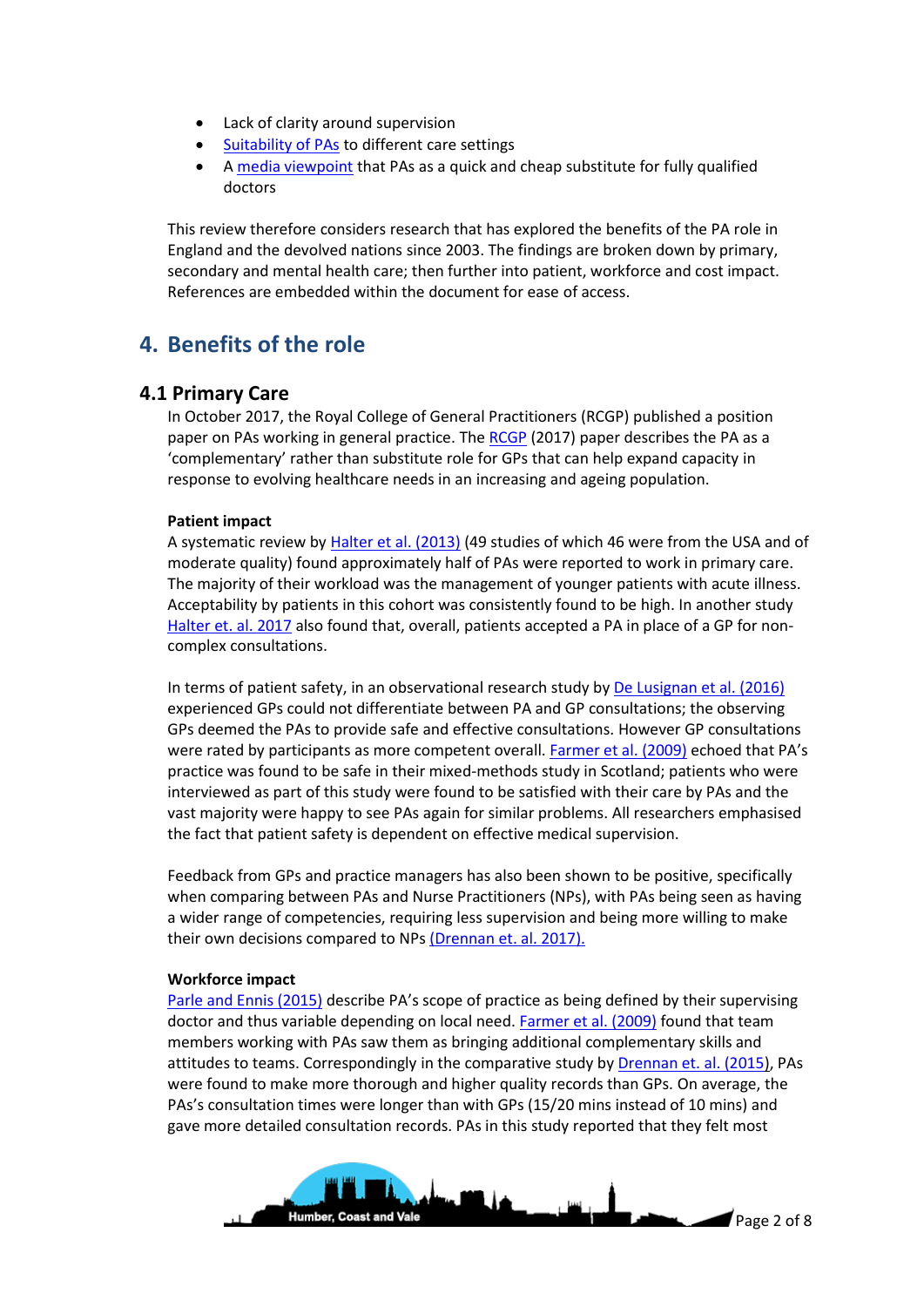- Lack of clarity around supervision
- Suitability of PAs to different care settings
- A media viewpoint that PAs as a quick and cheap substitute for fully qualified doctors

This review therefore considers research that has explored the benefits of the PA role in England and the devolved nations since 2003. The findings are broken down by primary, secondary and mental health care; then further into patient, workforce and cost impact. References are embedded within the document for ease of access.

## 4. Benefits of the role

### 4.1 Primary Care

In October 2017, the Royal College of General Practitioners (RCGP) published a position paper on PAs working in general practice. The RCGP (2017) paper describes the PA as a 'complementary' rather than substitute role for GPs that can help expand capacity in response to evolving healthcare needs in an increasing and ageing population.

**Patient impact**

A systematic review by Halter et al. (2013) (49 studies of which 46 were from the USA and of moderate quality) found approximately half of PAs were reported to work in primary care. The majority of their workload was the management of younger patients with acute illness. Acceptability by patients in this cohort was consistently found to be high. In another study Halter et. al. 2017 also found that, overall, patients accepted a PA in place of a GP for non-complex consultations.

In terms of patient safety, in an observational research study by De Lusignan et al. (2016) experienced GPs could not differentiate between PA and GP consultations; the observing GPs deemed the PAs to provide safe and effective consultations. However GP consultations were rated by participants as more competent overall. Farmer et al. (2009) echoed that PA's practice was found to be safe in their mixed-methods study in Scotland; patients who were interviewed as part of this study were found to be satisfied with their care by PAs and the vast majority were happy to see PAs again for similar problems. All researchers emphasised the fact that patient safety is dependent on effective medical supervision.

Feedback from GPs and practice managers has also been shown to be positive, specifically when comparing between PAs and Nurse Practitioners (NPs), with PAs being seen as having a wider range of competencies, requiring less supervision and being more willing to make their own decisions compared to NPs (Drennan et. al. 2017).

**Workforce impact**

Parle and Ennis (2015) describe PA's scope of practice as being defined by their supervising doctor and thus variable depending on local need. Farmer et al. (2009) found that team members working with PAs saw them as bringing additional complementary skills and attitudes to teams. Correspondingly in the comparative study by Drennan et. al. (2015), PAs were found to make more thorough and higher quality records than GPs. On average, the PAs's consultation times were longer than with GPs (15/20 mins instead of 10 mins) and gave more detailed consultation records. PAs in this study reported that they felt most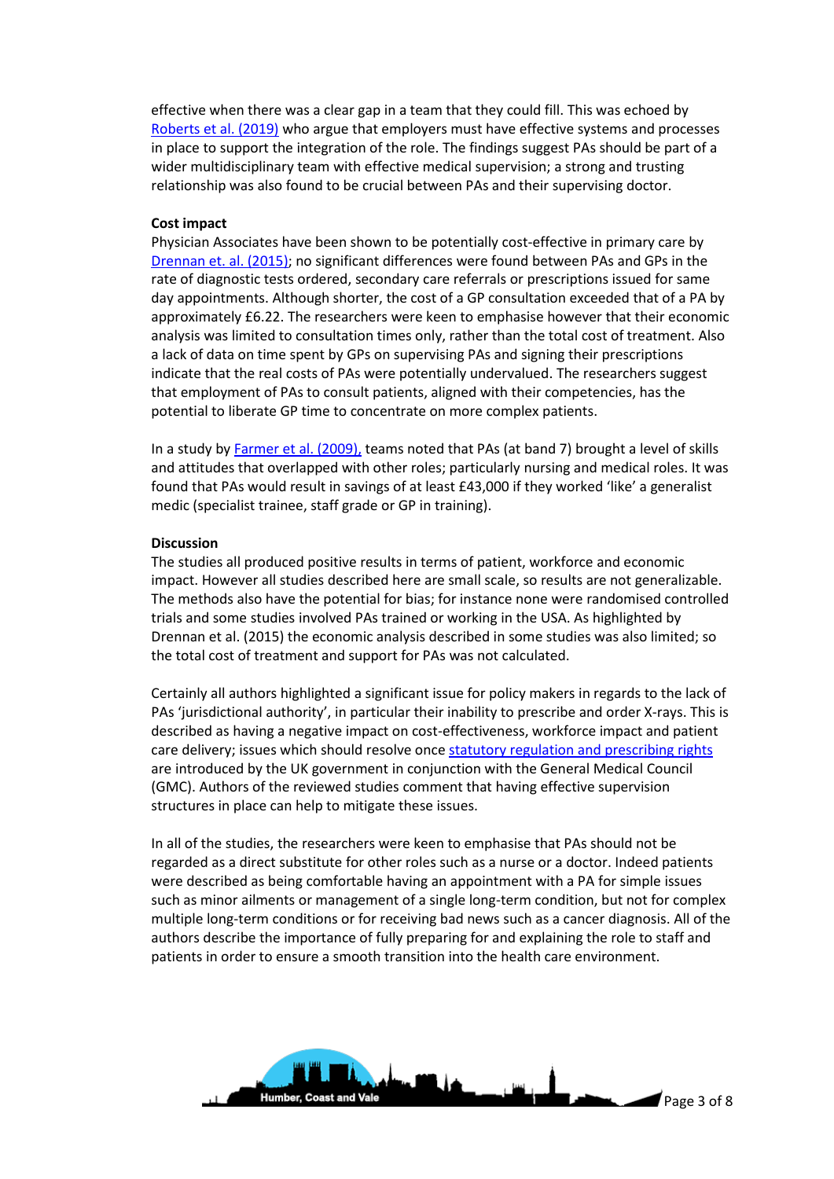effective when there was a clear gap in a team that they could fill. This was echoed by Roberts et al. (2019) who argue that employers must have effective systems and processes in place to support the integration of the role. The findings suggest PAs should be part of a wider multidisciplinary team with effective medical supervision; a strong and trusting relationship was also found to be crucial between PAs and their supervising doctor.

**Cost impact**

Physician Associates have been shown to be potentially cost-effective in primary care by Drennan et. al. (2015); no significant differences were found between PAs and GPs in the rate of diagnostic tests ordered, secondary care referrals or prescriptions issued for same day appointments. Although shorter, the cost of a GP consultation exceeded that of a PA by approximately £6.22. The researchers were keen to emphasise however that their economic analysis was limited to consultation times only, rather than the total cost of treatment. Also a lack of data on time spent by GPs on supervising PAs and signing their prescriptions indicate that the real costs of PAs were potentially undervalued. The researchers suggest that employment of PAs to consult patients, aligned with their competencies, has the potential to liberate GP time to concentrate on more complex patients.

In a study by Farmer et al. (2009), teams noted that PAs (at band 7) brought a level of skills and attitudes that overlapped with other roles; particularly nursing and medical roles. It was found that PAs would result in savings of at least £43,000 if they worked 'like' a generalist medic (specialist trainee, staff grade or GP in training).

**Discussion**

The studies all produced positive results in terms of patient, workforce and economic impact. However all studies described here are small scale, so results are not generalizable. The methods also have the potential for bias; for instance none were randomised controlled trials and some studies involved PAs trained or working in the USA. As highlighted by Drennan et al. (2015) the economic analysis described in some studies was also limited; so the total cost of treatment and support for PAs was not calculated.

Certainly all authors highlighted a significant issue for policy makers in regards to the lack of PAs 'jurisdictional authority', in particular their inability to prescribe and order X-rays. This is described as having a negative impact on cost-effectiveness, workforce impact and patient care delivery; issues which should resolve once statutory regulation and prescribing rights are introduced by the UK government in conjunction with the General Medical Council (GMC). Authors of the reviewed studies comment that having effective supervision structures in place can help to mitigate these issues.

In all of the studies, the researchers were keen to emphasise that PAs should not be regarded as a direct substitute for other roles such as a nurse or a doctor. Indeed patients were described as being comfortable having an appointment with a PA for simple issues such as minor ailments or management of a single long-term condition, but not for complex multiple long-term conditions or for receiving bad news such as a cancer diagnosis. All of the authors describe the importance of fully preparing for and explaining the role to staff and patients in order to ensure a smooth transition into the health care environment.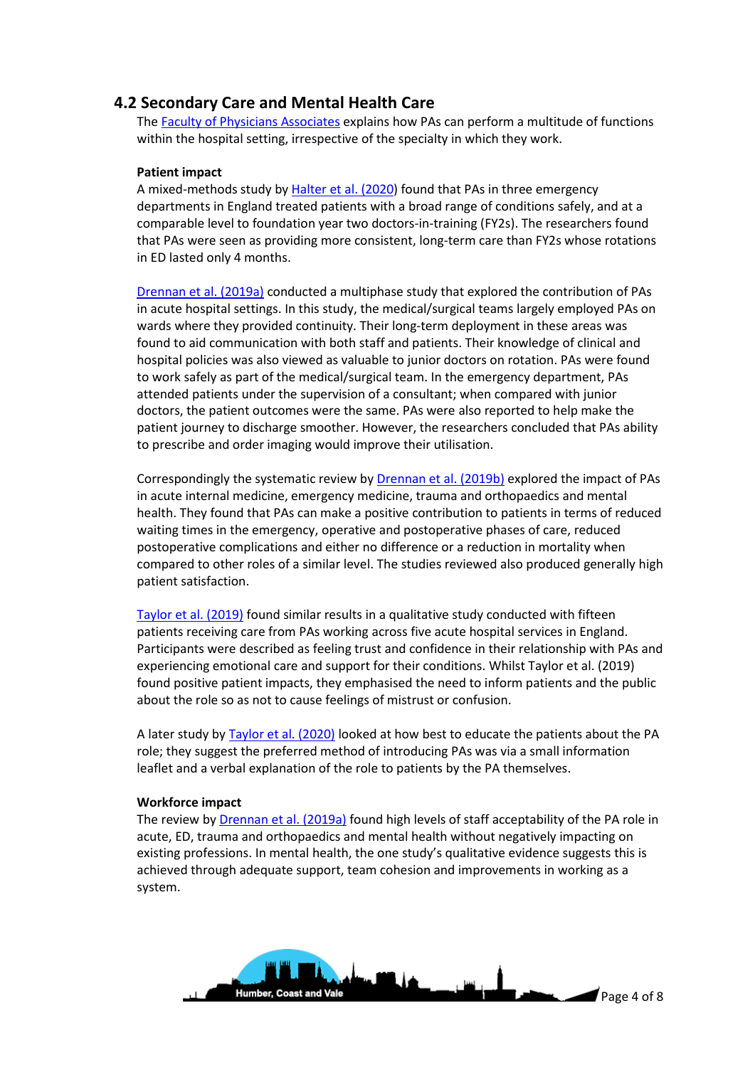## 4.2 Secondary Care and Mental Health Care

The Faculty of Physicians Associates explains how PAs can perform a multitude of functions within the hospital setting, irrespective of the specialty in which they work.

**Patient impact**

A mixed-methods study by Halter et al. (2020) found that PAs in three emergency departments in England treated patients with a broad range of conditions safely, and at a comparable level to foundation year two doctors-in-training (FY2s). The researchers found that PAs were seen as providing more consistent, long-term care than FY2s whose rotations in ED lasted only 4 months.

Drennan et al. (2019a) conducted a multiphase study that explored the contribution of PAs in acute hospital settings. In this study, the medical/surgical teams largely employed PAs on wards where they provided continuity. Their long-term deployment in these areas was found to aid communication with both staff and patients. Their knowledge of clinical and hospital policies was also viewed as valuable to junior doctors on rotation. PAs were found to work safely as part of the medical/surgical team. In the emergency department, PAs attended patients under the supervision of a consultant; when compared with junior doctors, the patient outcomes were the same. PAs were also reported to help make the patient journey to discharge smoother. However, the researchers concluded that PAs ability to prescribe and order imaging would improve their utilisation.

Correspondingly the systematic review by Drennan et al. (2019b) explored the impact of PAs in acute internal medicine, emergency medicine, trauma and orthopaedics and mental health. They found that PAs can make a positive contribution to patients in terms of reduced waiting times in the emergency, operative and postoperative phases of care, reduced postoperative complications and either no difference or a reduction in mortality when compared to other roles of a similar level. The studies reviewed also produced generally high patient satisfaction.

Taylor et al. (2019) found similar results in a qualitative study conducted with fifteen patients receiving care from PAs working across five acute hospital services in England. Participants were described as feeling trust and confidence in their relationship with PAs and experiencing emotional care and support for their conditions. Whilst Taylor et al. (2019) found positive patient impacts, they emphasised the need to inform patients and the public about the role so as not to cause feelings of mistrust or confusion.

A later study by Taylor et al. (2020) looked at how best to educate the patients about the PA role; they suggest the preferred method of introducing PAs was via a small information leaflet and a verbal explanation of the role to patients by the PA themselves.

**Workforce impact**

The review by Drennan et al. (2019a) found high levels of staff acceptability of the PA role in acute, ED, trauma and orthopaedics and mental health without negatively impacting on existing professions. In mental health, the one study's qualitative evidence suggests this is achieved through adequate support, team cohesion and improvements in working as a system.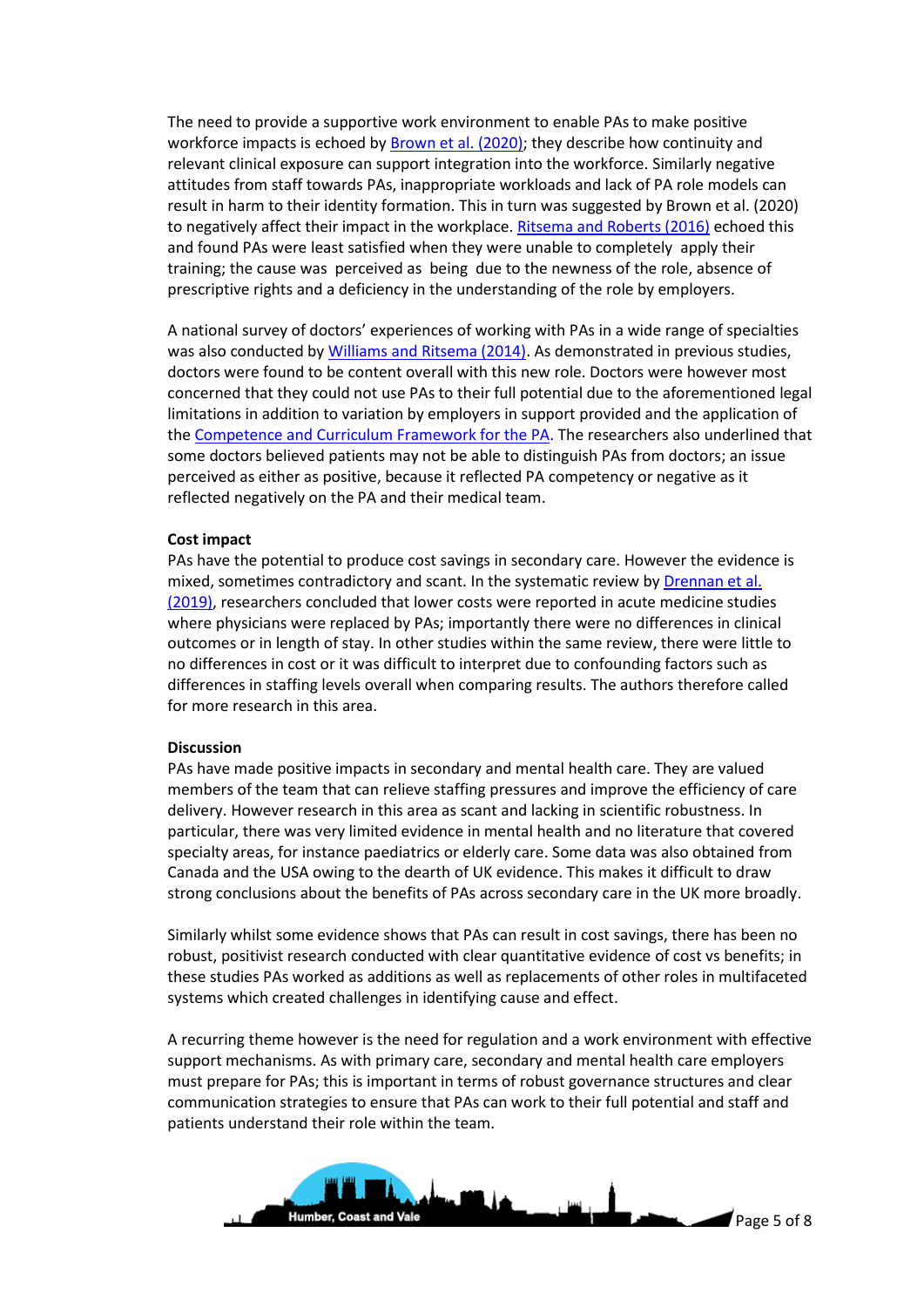The need to provide a supportive work environment to enable PAs to make positive workforce impacts is echoed by Brown et al. (2020); they describe how continuity and relevant clinical exposure can support integration into the workforce. Similarly negative attitudes from staff towards PAs, inappropriate workloads and lack of PA role models can result in harm to their identity formation. This in turn was suggested by Brown et al. (2020) to negatively affect their impact in the workplace. Ritsema and Roberts (2016) echoed this and found PAs were least satisfied when they were unable to completely apply their training; the cause was perceived as being due to the newness of the role, absence of prescriptive rights and a deficiency in the understanding of the role by employers.

A national survey of doctors' experiences of working with PAs in a wide range of specialties was also conducted by Williams and Ritsema (2014). As demonstrated in previous studies, doctors were found to be content overall with this new role. Doctors were however most concerned that they could not use PAs to their full potential due to the aforementioned legal limitations in addition to variation by employers in support provided and the application of the Competence and Curriculum Framework for the PA. The researchers also underlined that some doctors believed patients may not be able to distinguish PAs from doctors; an issue perceived as either as positive, because it reflected PA competency or negative as it reflected negatively on the PA and their medical team.

**Cost impact**

PAs have the potential to produce cost savings in secondary care. However the evidence is mixed, sometimes contradictory and scant. In the systematic review by Drennan et al. (2019), researchers concluded that lower costs were reported in acute medicine studies where physicians were replaced by PAs; importantly there were no differences in clinical outcomes or in length of stay. In other studies within the same review, there were little to no differences in cost or it was difficult to interpret due to confounding factors such as differences in staffing levels overall when comparing results. The authors therefore called for more research in this area.

**Discussion**

PAs have made positive impacts in secondary and mental health care. They are valued members of the team that can relieve staffing pressures and improve the efficiency of care delivery. However research in this area as scant and lacking in scientific robustness. In particular, there was very limited evidence in mental health and no literature that covered specialty areas, for instance paediatrics or elderly care. Some data was also obtained from Canada and the USA owing to the dearth of UK evidence. This makes it difficult to draw strong conclusions about the benefits of PAs across secondary care in the UK more broadly.

Similarly whilst some evidence shows that PAs can result in cost savings, there has been no robust, positivist research conducted with clear quantitative evidence of cost vs benefits; in these studies PAs worked as additions as well as replacements of other roles in multifaceted systems which created challenges in identifying cause and effect.

A recurring theme however is the need for regulation and a work environment with effective support mechanisms. As with primary care, secondary and mental health care employers must prepare for PAs; this is important in terms of robust governance structures and clear communication strategies to ensure that PAs can work to their full potential and staff and patients understand their role within the team.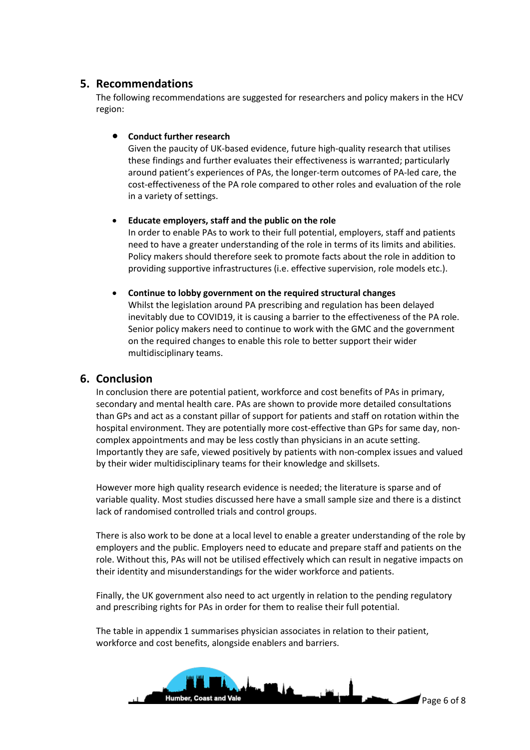## 5. Recommendations

The following recommendations are suggested for researchers and policy makers in the HCV region:

- **Conduct further research**
  Given the paucity of UK-based evidence, future high-quality research that utilises these findings and further evaluates their effectiveness is warranted; particularly around patient's experiences of PAs, the longer-term outcomes of PA-led care, the cost-effectiveness of the PA role compared to other roles and evaluation of the role in a variety of settings.

- **Educate employers, staff and the public on the role**
  In order to enable PAs to work to their full potential, employers, staff and patients need to have a greater understanding of the role in terms of its limits and abilities. Policy makers should therefore seek to promote facts about the role in addition to providing supportive infrastructures (i.e. effective supervision, role models etc.).

- **Continue to lobby government on the required structural changes**
  Whilst the legislation around PA prescribing and regulation has been delayed inevitably due to COVID19, it is causing a barrier to the effectiveness of the PA role. Senior policy makers need to continue to work with the GMC and the government on the required changes to enable this role to better support their wider multidisciplinary teams.

## 6. Conclusion

In conclusion there are potential patient, workforce and cost benefits of PAs in primary, secondary and mental health care. PAs are shown to provide more detailed consultations than GPs and act as a constant pillar of support for patients and staff on rotation within the hospital environment. They are potentially more cost-effective than GPs for same day, non-complex appointments and may be less costly than physicians in an acute setting. Importantly they are safe, viewed positively by patients with non-complex issues and valued by their wider multidisciplinary teams for their knowledge and skillsets.

However more high quality research evidence is needed; the literature is sparse and of variable quality. Most studies discussed here have a small sample size and there is a distinct lack of randomised controlled trials and control groups.

There is also work to be done at a local level to enable a greater understanding of the role by employers and the public. Employers need to educate and prepare staff and patients on the role. Without this, PAs will not be utilised effectively which can result in negative impacts on their identity and misunderstandings for the wider workforce and patients.

Finally, the UK government also need to act urgently in relation to the pending regulatory and prescribing rights for PAs in order for them to realise their full potential.

The table in appendix 1 summarises physician associates in relation to their patient, workforce and cost benefits, alongside enablers and barriers.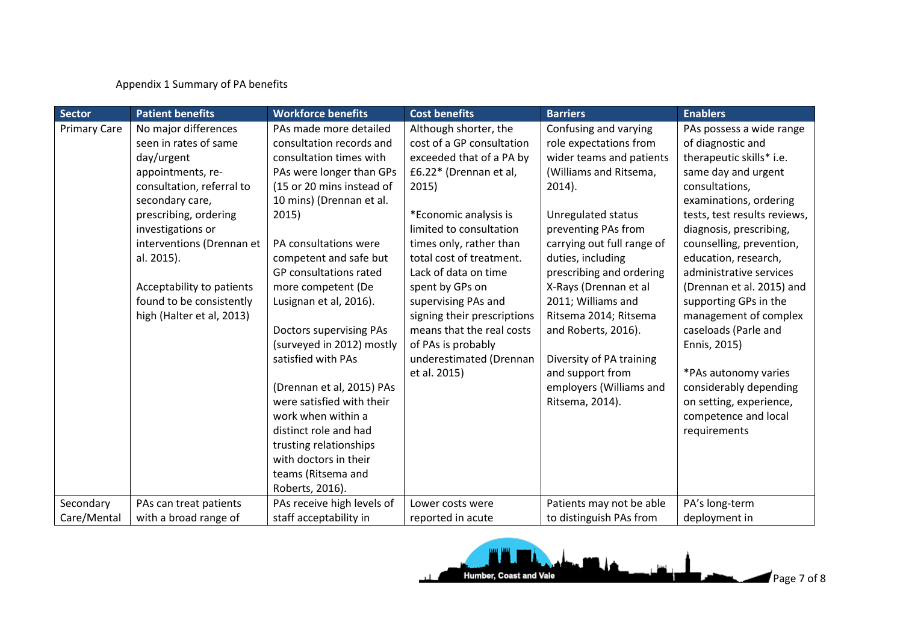Appendix 1 Summary of PA benefits

| Sector | Patient benefits | Workforce benefits | Cost benefits | Barriers | Enablers |
|---|---|---|---|---|---|
| Primary Care | No major differences seen in rates of same day/urgent appointments, re-consultation, referral to secondary care, prescribing, ordering investigations or interventions (Drennan et al. 2015).<br><br>Acceptability to patients found to be consistently high (Halter et al, 2013) | PAs made more detailed consultation records and consultation times with PAs were longer than GPs (15 or 20 mins instead of 10 mins) (Drennan et al. 2015)<br><br>PA consultations were competent and safe but GP consultations rated more competent (De Lusignan et al, 2016).<br><br>Doctors supervising PAs (surveyed in 2012) mostly satisfied with PAs<br><br>(Drennan et al, 2015) PAs were satisfied with their work when within a distinct role and had trusting relationships with doctors in their teams (Ritsema and Roberts, 2016). | Although shorter, the cost of a GP consultation exceeded that of a PA by £6.22* (Drennan et al, 2015)<br><br>*Economic analysis is limited to consultation times only, rather than total cost of treatment. Lack of data on time spent by GPs on supervising PAs and signing their prescriptions means that the real costs of PAs is probably underestimated (Drennan et al. 2015) | Confusing and varying role expectations from wider teams and patients (Williams and Ritsema, 2014).<br><br>Unregulated status preventing PAs from carrying out full range of duties, including prescribing and ordering X-Rays (Drennan et al 2011; Williams and Ritsema 2014; Ritsema and Roberts, 2016).<br><br>Diversity of PA training and support from employers (Williams and Ritsema, 2014). | PAs possess a wide range of diagnostic and therapeutic skills* i.e. same day and urgent consultations, examinations, ordering tests, test results reviews, diagnosis, prescribing, counselling, prevention, education, research, administrative services (Drennan et al. 2015) and supporting GPs in the management of complex caseloads (Parle and Ennis, 2015)<br><br>*PAs autonomy varies considerably depending on setting, experience, competence and local requirements |
| Secondary Care/Mental | PAs can treat patients with a broad range of | PAs receive high levels of staff acceptability in | Lower costs were reported in acute | Patients may not be able to distinguish PAs from | PA's long-term deployment in |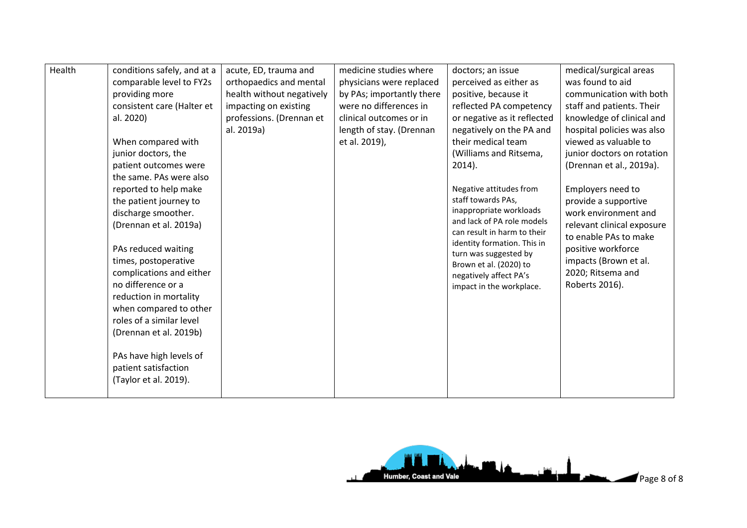| | | | | | |
|---|---|---|---|---|---|
| Health | conditions safely, and at a comparable level to FY2s providing more consistent care (Halter et al. 2020)<br><br>When compared with junior doctors, the patient outcomes were the same. PAs were also reported to help make the patient journey to discharge smoother. (Drennan et al. 2019a)<br><br>PAs reduced waiting times, postoperative complications and either no difference or a reduction in mortality when compared to other roles of a similar level (Drennan et al. 2019b)<br><br>PAs have high levels of patient satisfaction (Taylor et al. 2019). | acute, ED, trauma and orthopaedics and mental health without negatively impacting on existing professions. (Drennan et al. 2019a) | medicine studies where physicians were replaced by PAs; importantly there were no differences in clinical outcomes or in length of stay. (Drennan et al. 2019), | doctors; an issue perceived as either as positive, because it reflected PA competency or negative as it reflected negatively on the PA and their medical team (Williams and Ritsema, 2014).<br><br>Negative attitudes from staff towards PAs, inappropriate workloads and lack of PA role models can result in harm to their identity formation. This in turn was suggested by Brown et al. (2020) to negatively affect PA's impact in the workplace. | medical/surgical areas was found to aid communication with both staff and patients. Their knowledge of clinical and hospital policies was also viewed as valuable to junior doctors on rotation (Drennan et al., 2019a).<br><br>Employers need to provide a supportive work environment and relevant clinical exposure to enable PAs to make positive workforce impacts (Brown et al. 2020; Ritsema and Roberts 2016). |